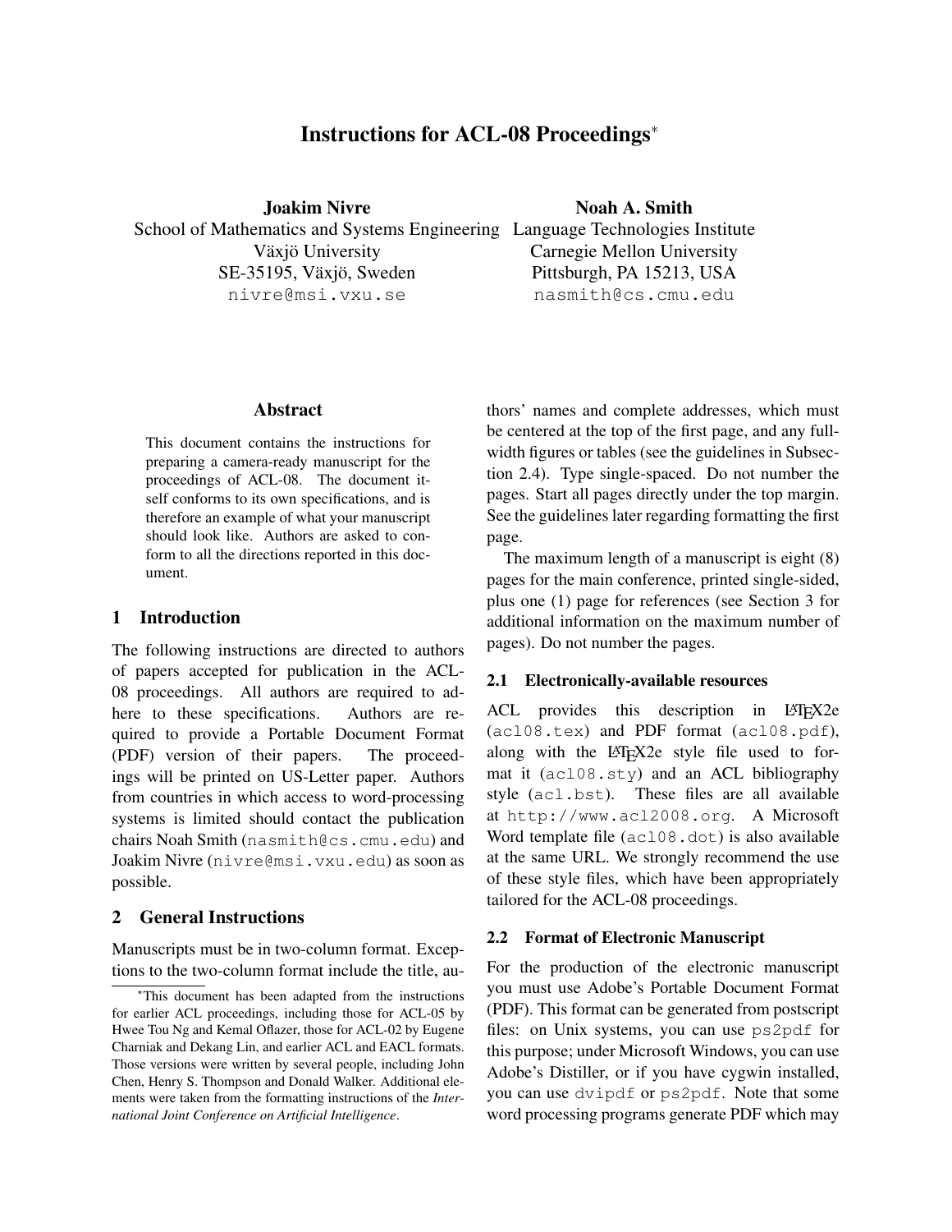# Instructions for ACL-08 Proceedings[*]

**Joakim Nivre**
School of Mathematics and Systems Engineering
Växjö University
SE-35195, Växjö, Sweden
nivre@msi.vxu.se

**Noah A. Smith**
Language Technologies Institute
Carnegie Mellon University
Pittsburgh, PA 15213, USA
nasmith@cs.cmu.edu

### Abstract

This document contains the instructions for preparing a camera-ready manuscript for the proceedings of ACL-08. The document itself conforms to its own specifications, and is therefore an example of what your manuscript should look like. Authors are asked to conform to all the directions reported in this document.

## 1 Introduction

The following instructions are directed to authors of papers accepted for publication in the ACL-08 proceedings. All authors are required to adhere to these specifications. Authors are required to provide a Portable Document Format (PDF) version of their papers. The proceedings will be printed on US-Letter paper. Authors from countries in which access to word-processing systems is limited should contact the publication chairs Noah Smith (nasmith@cs.cmu.edu) and Joakim Nivre (nivre@msi.vxu.edu) as soon as possible.

## 2 General Instructions

Manuscripts must be in two-column format. Exceptions to the two-column format include the title, authors' names and complete addresses, which must be centered at the top of the first page, and any full-width figures or tables (see the guidelines in Subsection 2.4). Type single-spaced. Do not number the pages. Start all pages directly under the top margin. See the guidelines later regarding formatting the first page.

The maximum length of a manuscript is eight (8) pages for the main conference, printed single-sided, plus one (1) page for references (see Section 3 for additional information on the maximum number of pages). Do not number the pages.

### 2.1 Electronically-available resources

ACL provides this description in LaTeX2e (acl08.tex) and PDF format (acl08.pdf), along with the LaTeX2e style file used to format it (acl08.sty) and an ACL bibliography style (acl.bst). These files are all available at http://www.acl2008.org. A Microsoft Word template file (acl08.dot) is also available at the same URL. We strongly recommend the use of these style files, which have been appropriately tailored for the ACL-08 proceedings.

### 2.2 Format of Electronic Manuscript

For the production of the electronic manuscript you must use Adobe's Portable Document Format (PDF). This format can be generated from postscript files: on Unix systems, you can use ps2pdf for this purpose; under Microsoft Windows, you can use Adobe's Distiller, or if you have cygwin installed, you can use dvipdf or ps2pdf. Note that some word processing programs generate PDF which may

[*]This document has been adapted from the instructions for earlier ACL proceedings, including those for ACL-05 by Hwee Tou Ng and Kemal Oflazer, those for ACL-02 by Eugene Charniak and Dekang Lin, and earlier ACL and EACL formats. Those versions were written by several people, including John Chen, Henry S. Thompson and Donald Walker. Additional elements were taken from the formatting instructions of the *International Joint Conference on Artificial Intelligence*.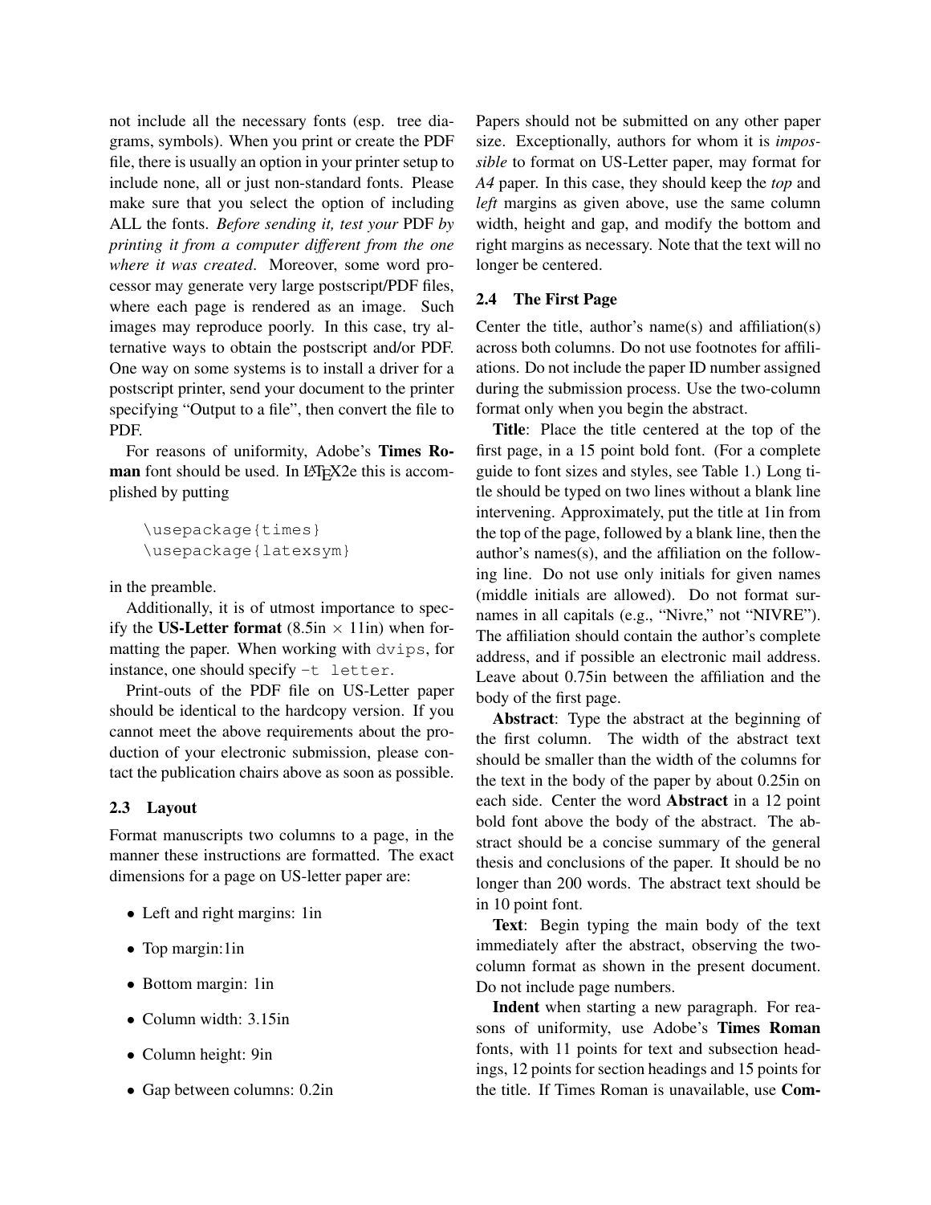not include all the necessary fonts (esp. tree diagrams, symbols). When you print or create the PDF file, there is usually an option in your printer setup to include none, all or just non-standard fonts. Please make sure that you select the option of including ALL the fonts. *Before sending it, test your* PDF *by printing it from a computer different from the one where it was created*. Moreover, some word processor may generate very large postscript/PDF files, where each page is rendered as an image. Such images may reproduce poorly. In this case, try alternative ways to obtain the postscript and/or PDF. One way on some systems is to install a driver for a postscript printer, send your document to the printer specifying "Output to a file", then convert the file to PDF.

For reasons of uniformity, Adobe's **Times Roman** font should be used. In LaTeX2e this is accomplished by putting

```
\usepackage{times}
\usepackage{latexsym}
```

in the preamble.

Additionally, it is of utmost importance to specify the **US-Letter format** (8.5in $\times$ 11in) when formatting the paper. When working with `dvips`, for instance, one should specify `-t letter`.

Print-outs of the PDF file on US-Letter paper should be identical to the hardcopy version. If you cannot meet the above requirements about the production of your electronic submission, please contact the publication chairs above as soon as possible.

### 2.3 Layout

Format manuscripts two columns to a page, in the manner these instructions are formatted. The exact dimensions for a page on US-letter paper are:

- Left and right margins: 1in
- Top margin:1in
- Bottom margin: 1in
- Column width: 3.15in
- Column height: 9in
- Gap between columns: 0.2in

Papers should not be submitted on any other paper size. Exceptionally, authors for whom it is *impossible* to format on US-Letter paper, may format for *A4* paper. In this case, they should keep the *top* and *left* margins as given above, use the same column width, height and gap, and modify the bottom and right margins as necessary. Note that the text will no longer be centered.

### 2.4 The First Page

Center the title, author's name(s) and affiliation(s) across both columns. Do not use footnotes for affiliations. Do not include the paper ID number assigned during the submission process. Use the two-column format only when you begin the abstract.

**Title**: Place the title centered at the top of the first page, in a 15 point bold font. (For a complete guide to font sizes and styles, see Table 1.) Long title should be typed on two lines without a blank line intervening. Approximately, put the title at 1in from the top of the page, followed by a blank line, then the author's names(s), and the affiliation on the following line. Do not use only initials for given names (middle initials are allowed). Do not format surnames in all capitals (e.g., "Nivre," not "NIVRE"). The affiliation should contain the author's complete address, and if possible an electronic mail address. Leave about 0.75in between the affiliation and the body of the first page.

**Abstract**: Type the abstract at the beginning of the first column. The width of the abstract text should be smaller than the width of the columns for the text in the body of the paper by about 0.25in on each side. Center the word **Abstract** in a 12 point bold font above the body of the abstract. The abstract should be a concise summary of the general thesis and conclusions of the paper. It should be no longer than 200 words. The abstract text should be in 10 point font.

**Text**: Begin typing the main body of the text immediately after the abstract, observing the two-column format as shown in the present document. Do not include page numbers.

**Indent** when starting a new paragraph. For reasons of uniformity, use Adobe's **Times Roman** fonts, with 11 points for text and subsection headings, 12 points for section headings and 15 points for the title. If Times Roman is unavailable, use **Com-**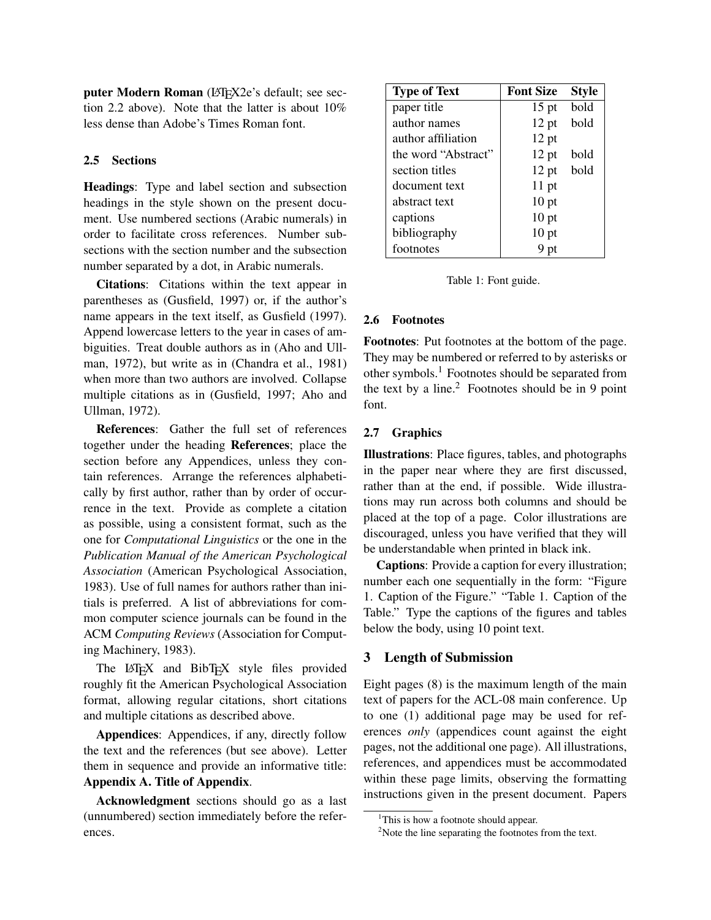puter Modern Roman** (LaTeX2e's default; see section 2.2 above). Note that the latter is about 10% less dense than Adobe's Times Roman font.

### 2.5 Sections

**Headings**: Type and label section and subsection headings in the style shown on the present document. Use numbered sections (Arabic numerals) in order to facilitate cross references. Number subsections with the section number and the subsection number separated by a dot, in Arabic numerals.

**Citations**: Citations within the text appear in parentheses as (Gusfield, 1997) or, if the author's name appears in the text itself, as Gusfield (1997). Append lowercase letters to the year in cases of ambiguities. Treat double authors as in (Aho and Ullman, 1972), but write as in (Chandra et al., 1981) when more than two authors are involved. Collapse multiple citations as in (Gusfield, 1997; Aho and Ullman, 1972).

**References**: Gather the full set of references together under the heading **References**; place the section before any Appendices, unless they contain references. Arrange the references alphabetically by first author, rather than by order of occurrence in the text. Provide as complete a citation as possible, using a consistent format, such as the one for *Computational Linguistics* or the one in the *Publication Manual of the American Psychological Association* (American Psychological Association, 1983). Use of full names for authors rather than initials is preferred. A list of abbreviations for common computer science journals can be found in the ACM *Computing Reviews* (Association for Computing Machinery, 1983).

The LaTeX and BibTeX style files provided roughly fit the American Psychological Association format, allowing regular citations, short citations and multiple citations as described above.

**Appendices**: Appendices, if any, directly follow the text and the references (but see above). Letter them in sequence and provide an informative title: **Appendix A. Title of Appendix**.

**Acknowledgment** sections should go as a last (unnumbered) section immediately before the references.

| Type of Text | Font Size | Style |
|---|---|---|
| paper title | 15 pt | bold |
| author names | 12 pt | bold |
| author affiliation | 12 pt | |
| the word "Abstract" | 12 pt | bold |
| section titles | 12 pt | bold |
| document text | 11 pt | |
| abstract text | 10 pt | |
| captions | 10 pt | |
| bibliography | 10 pt | |
| footnotes | 9 pt | |

Table 1: Font guide.

### 2.6 Footnotes

**Footnotes**: Put footnotes at the bottom of the page. They may be numbered or referred to by asterisks or other symbols.[1] Footnotes should be separated from the text by a line.[2] Footnotes should be in 9 point font.

### 2.7 Graphics

**Illustrations**: Place figures, tables, and photographs in the paper near where they are first discussed, rather than at the end, if possible. Wide illustrations may run across both columns and should be placed at the top of a page. Color illustrations are discouraged, unless you have verified that they will be understandable when printed in black ink.

**Captions**: Provide a caption for every illustration; number each one sequentially in the form: "Figure 1. Caption of the Figure." "Table 1. Caption of the Table." Type the captions of the figures and tables below the body, using 10 point text.

## 3 Length of Submission

Eight pages (8) is the maximum length of the main text of papers for the ACL-08 main conference. Up to one (1) additional page may be used for references *only* (appendices count against the eight pages, not the additional one page). All illustrations, references, and appendices must be accommodated within these page limits, observing the formatting instructions given in the present document. Papers

[1] This is how a footnote should appear.

[2] Note the line separating the footnotes from the text.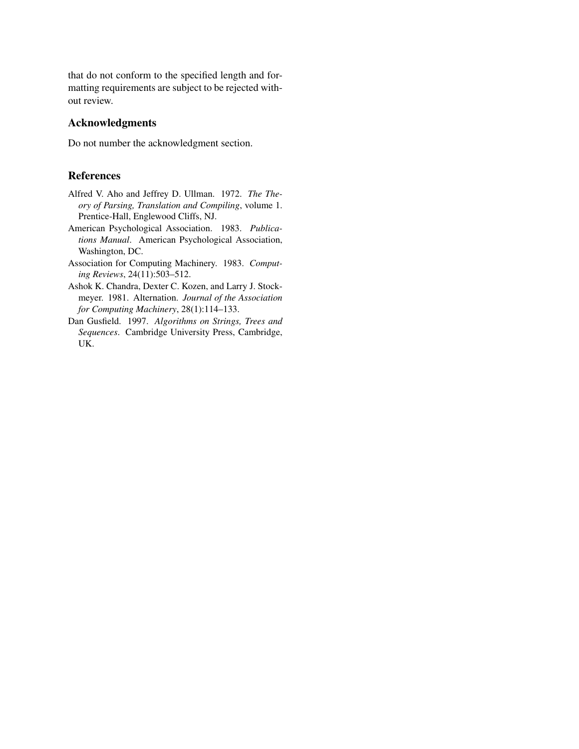that do not conform to the specified length and formatting requirements are subject to be rejected without review.

## Acknowledgments

Do not number the acknowledgment section.

## References

Alfred V. Aho and Jeffrey D. Ullman. 1972. *The Theory of Parsing, Translation and Compiling*, volume 1. Prentice-Hall, Englewood Cliffs, NJ.

American Psychological Association. 1983. *Publications Manual*. American Psychological Association, Washington, DC.

Association for Computing Machinery. 1983. *Computing Reviews*, 24(11):503–512.

Ashok K. Chandra, Dexter C. Kozen, and Larry J. Stockmeyer. 1981. Alternation. *Journal of the Association for Computing Machinery*, 28(1):114–133.

Dan Gusfield. 1997. *Algorithms on Strings, Trees and Sequences*. Cambridge University Press, Cambridge, UK.